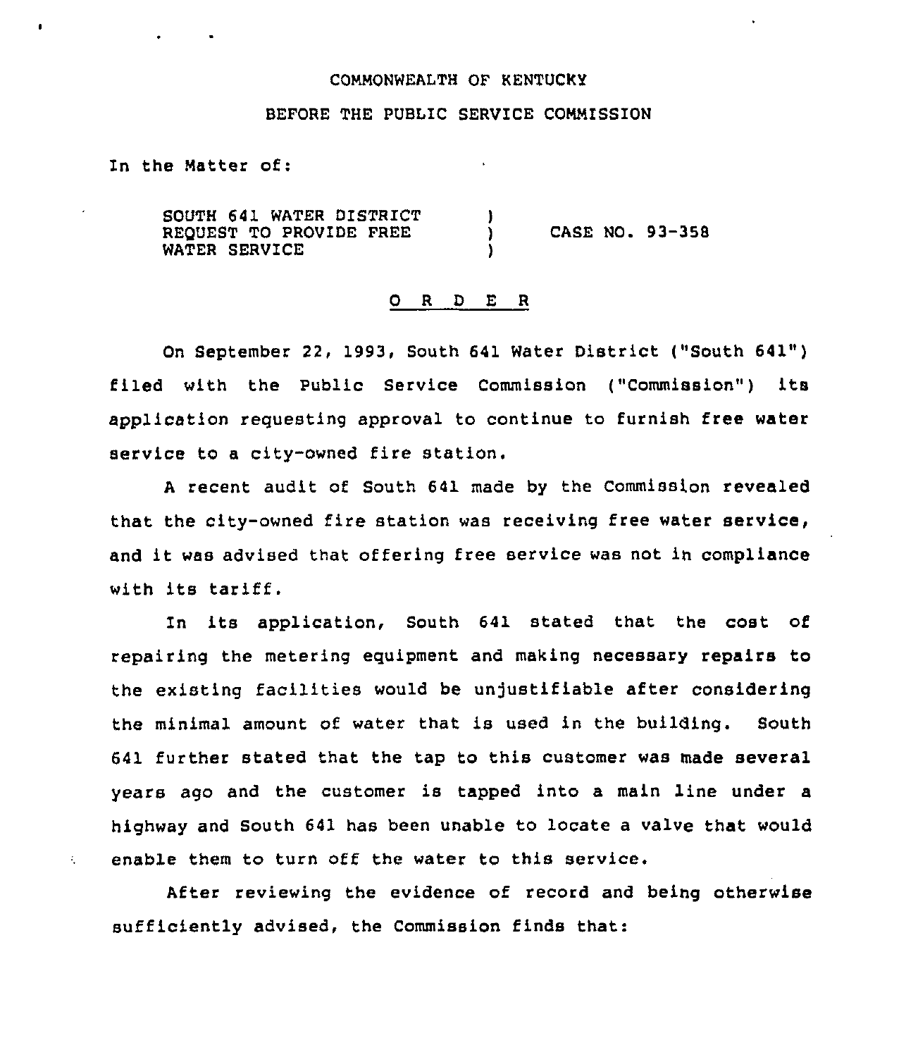COMMONWEALTH OF KENTUCKY

BEFORE THE PUBLIC SERVICE COMMISSION

In the Matter of:

SOUTH 641 WATER DISTRICT REQUEST TO PROVIDE FREE WATER SERVICE ) CASE NO. 93-358

## O R D E R

On September 22, 1993, South 641 Water District ("South 641") filed with the Public Service Commission ("Commission") its application requesting approval to continue to furnish free water service to a city-owned fire station.

A recent audit of South 641 made by the Commission revealed that the city-owned fire station was receiving free water service, and it was advised that offering free service was not in compliance with its tariff.

In its application, South 641 stated that the cost of repairing the metering equipment and making necessary repairs to the existing facilities would be unjustifiable after considering the minimal amount of water that is used in the building. South 641 further stated that the tap to this customer was made several years ago and the customer is tapped into a main line under a highway and South 641 has been unable to locate a valve that would enable them to turn off the water to this service.

After reviewing the evidence of record and being otherwise sufficiently advised, the Commission finds that: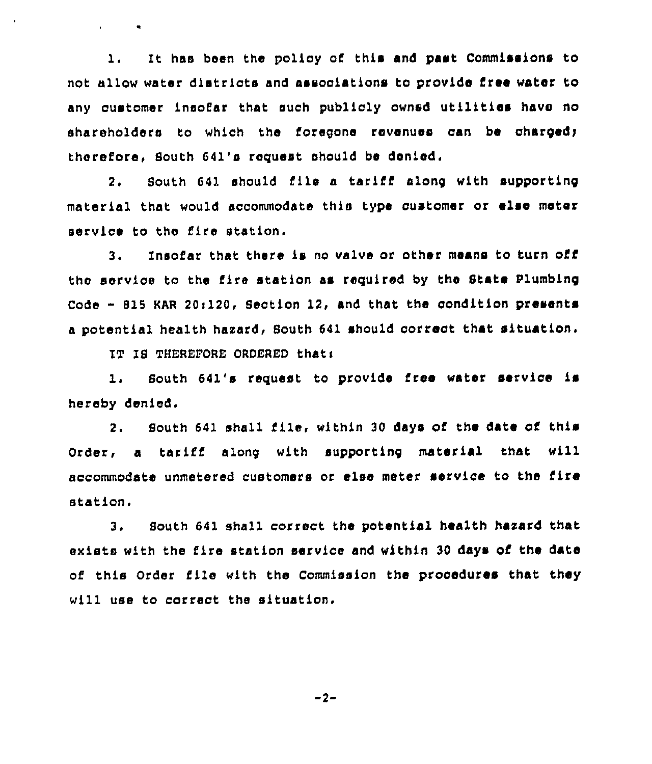1. It has been the policy of this and past Commissions to not allow water districts and associations to provide free water to any customer insofar that such publicly owned utilities have no shareholders to which the foregone revenues can be charged; therefore, South 641's request should be denied.

2. South 641 should file a tariff along with supporting material that would accommodate this type customer or else meter service to the fire station.

3. Insofar that there is no valve or other means to turn off the service to the fire station as required by the State Plumbing Code - 815 KAR 20:120, Section 12, and that the condition presents a potential health hazard, South 641 should correct that situation.

IT IS THEREFORE ORDERED that:

1. South 641's request to provide free water service is hereby denied.

2. South 641 shall file, within 30 days of the date of this Order, a tariff along with supporting material that will accommodate unmetered customers or else meter service to the fire station.

3. South 641 shall correct the potential health hazard that exists with the fire station service and within 30 days of the date of this Order file with the Commission the procedures that they will use to correct the situation.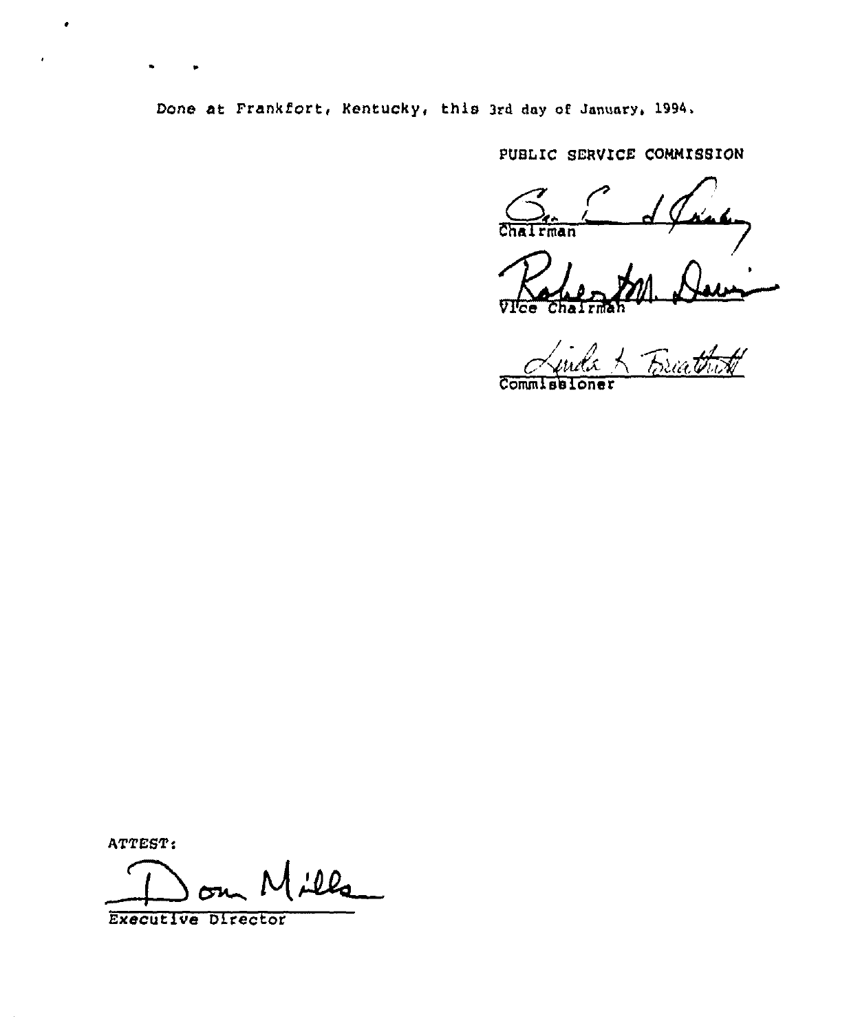Done at Frankfort, Kentucky, this 3rd day of January, 1994.

PUBLIC SERVICE COMMISSION

Chairman

Vice Chairman

Commissioner

ATTEST:

Executive Director